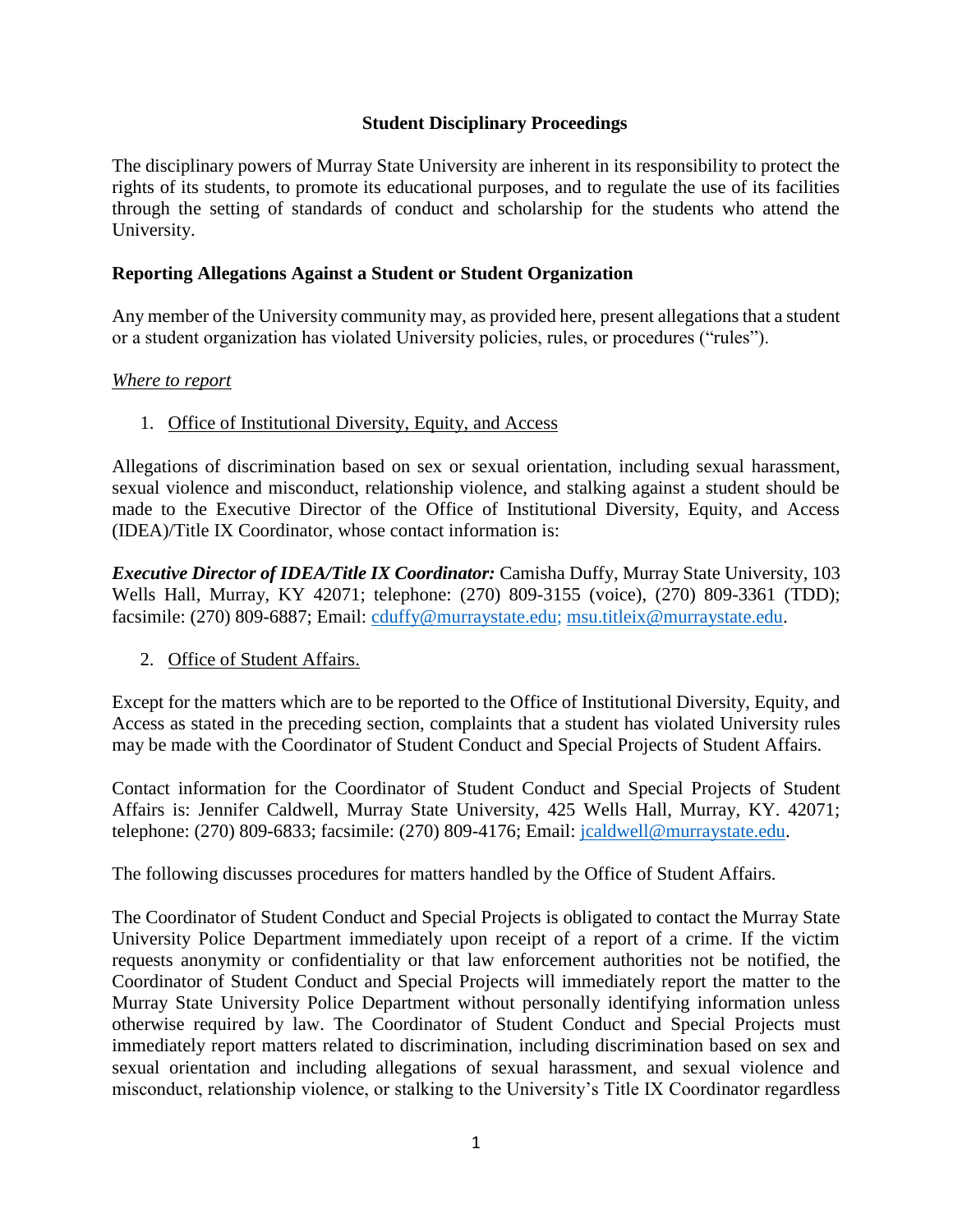# Student Disciplinary Proceedings

The disciplinary powers of Murray State University are inherent in its responsibility to protect the rights of its students, to promote its educational purposes, and to regulate the use of its facilities through the setting of standards of conduct and scholarship for the students who attend the University.

## Reporting Allegations Against a Student or Student Organization

Any member of the University community may, as provided here, present allegations that a student or a student organization has violated University policies, rules, or procedures ("rules").

*Where to report*

1. Office of Institutional Diversity, Equity, and Access

Allegations of discrimination based on sex or sexual orientation, including sexual harassment, sexual violence and misconduct, relationship violence, and stalking against a student should be made to the Executive Director of the Office of Institutional Diversity, Equity, and Access (IDEA)/Title IX Coordinator, whose contact information is:

***Executive Director of IDEA/Title IX Coordinator:*** Camisha Duffy, Murray State University, 103 Wells Hall, Murray, KY 42071; telephone: (270) 809-3155 (voice), (270) 809-3361 (TDD); facsimile: (270) 809-6887; Email: cduffy@murraystate.edu; msu.titleix@murraystate.edu.

2. Office of Student Affairs.

Except for the matters which are to be reported to the Office of Institutional Diversity, Equity, and Access as stated in the preceding section, complaints that a student has violated University rules may be made with the Coordinator of Student Conduct and Special Projects of Student Affairs.

Contact information for the Coordinator of Student Conduct and Special Projects of Student Affairs is: Jennifer Caldwell, Murray State University, 425 Wells Hall, Murray, KY. 42071; telephone: (270) 809-6833; facsimile: (270) 809-4176; Email: jcaldwell@murraystate.edu.

The following discusses procedures for matters handled by the Office of Student Affairs.

The Coordinator of Student Conduct and Special Projects is obligated to contact the Murray State University Police Department immediately upon receipt of a report of a crime. If the victim requests anonymity or confidentiality or that law enforcement authorities not be notified, the Coordinator of Student Conduct and Special Projects will immediately report the matter to the Murray State University Police Department without personally identifying information unless otherwise required by law. The Coordinator of Student Conduct and Special Projects must immediately report matters related to discrimination, including discrimination based on sex and sexual orientation and including allegations of sexual harassment, and sexual violence and misconduct, relationship violence, or stalking to the University's Title IX Coordinator regardless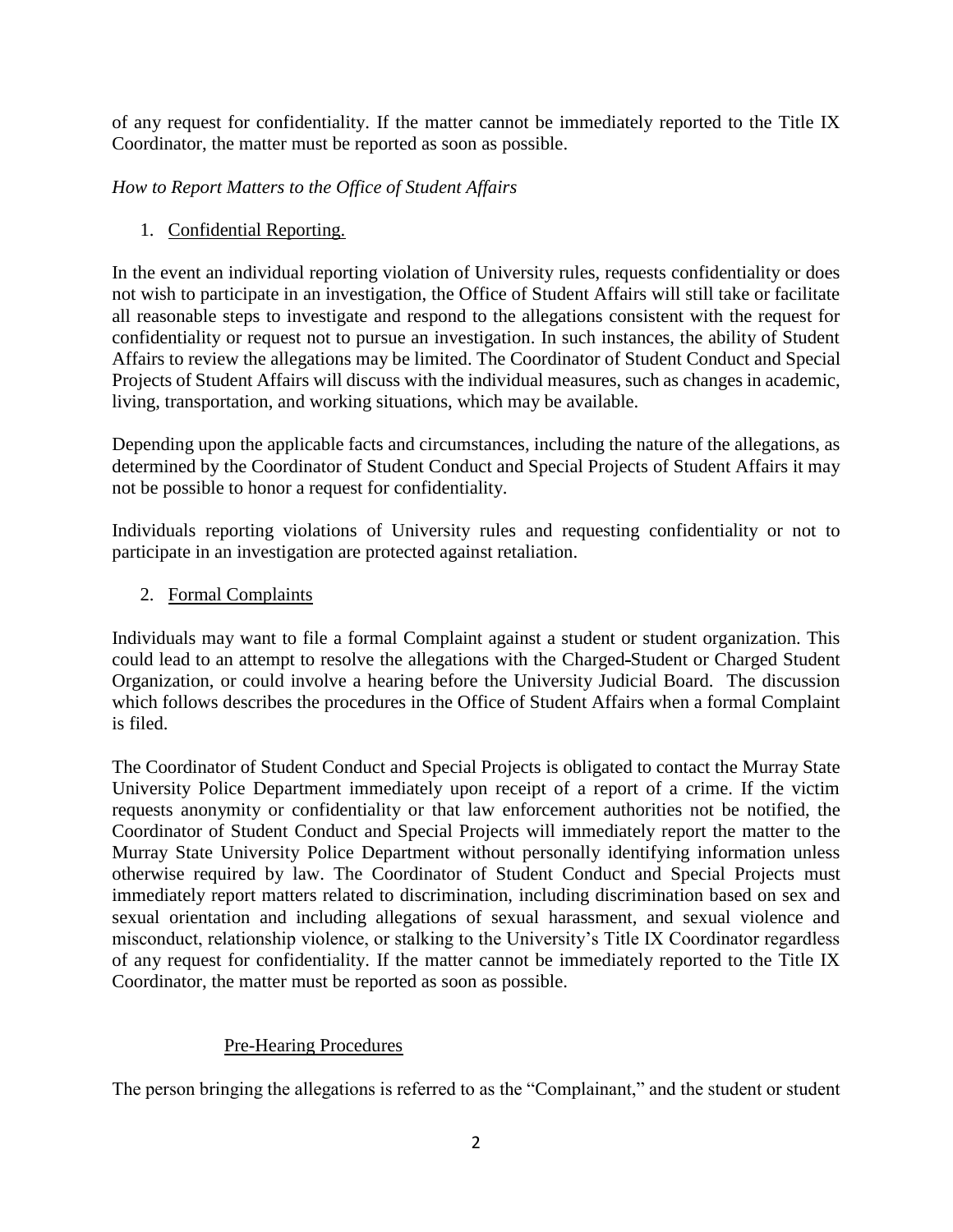of any request for confidentiality. If the matter cannot be immediately reported to the Title IX Coordinator, the matter must be reported as soon as possible.

*How to Report Matters to the Office of Student Affairs*

1. Confidential Reporting.

In the event an individual reporting violation of University rules, requests confidentiality or does not wish to participate in an investigation, the Office of Student Affairs will still take or facilitate all reasonable steps to investigate and respond to the allegations consistent with the request for confidentiality or request not to pursue an investigation. In such instances, the ability of Student Affairs to review the allegations may be limited. The Coordinator of Student Conduct and Special Projects of Student Affairs will discuss with the individual measures, such as changes in academic, living, transportation, and working situations, which may be available.

Depending upon the applicable facts and circumstances, including the nature of the allegations, as determined by the Coordinator of Student Conduct and Special Projects of Student Affairs it may not be possible to honor a request for confidentiality.

Individuals reporting violations of University rules and requesting confidentiality or not to participate in an investigation are protected against retaliation.

2. Formal Complaints

Individuals may want to file a formal Complaint against a student or student organization. This could lead to an attempt to resolve the allegations with the Charged-Student or Charged Student Organization, or could involve a hearing before the University Judicial Board. The discussion which follows describes the procedures in the Office of Student Affairs when a formal Complaint is filed.

The Coordinator of Student Conduct and Special Projects is obligated to contact the Murray State University Police Department immediately upon receipt of a report of a crime. If the victim requests anonymity or confidentiality or that law enforcement authorities not be notified, the Coordinator of Student Conduct and Special Projects will immediately report the matter to the Murray State University Police Department without personally identifying information unless otherwise required by law. The Coordinator of Student Conduct and Special Projects must immediately report matters related to discrimination, including discrimination based on sex and sexual orientation and including allegations of sexual harassment, and sexual violence and misconduct, relationship violence, or stalking to the University's Title IX Coordinator regardless of any request for confidentiality. If the matter cannot be immediately reported to the Title IX Coordinator, the matter must be reported as soon as possible.

Pre-Hearing Procedures

The person bringing the allegations is referred to as the "Complainant," and the student or student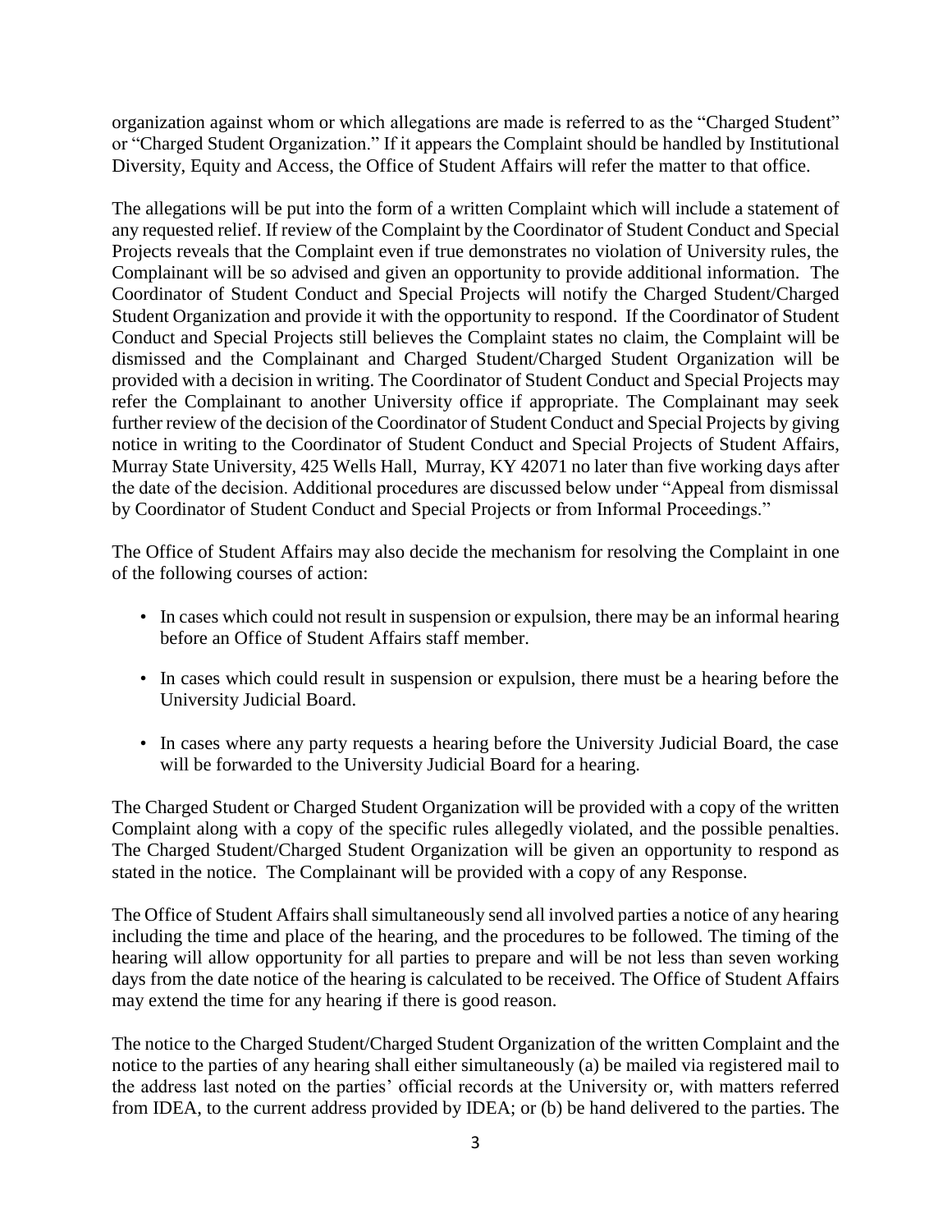organization against whom or which allegations are made is referred to as the "Charged Student" or "Charged Student Organization." If it appears the Complaint should be handled by Institutional Diversity, Equity and Access, the Office of Student Affairs will refer the matter to that office.

The allegations will be put into the form of a written Complaint which will include a statement of any requested relief. If review of the Complaint by the Coordinator of Student Conduct and Special Projects reveals that the Complaint even if true demonstrates no violation of University rules, the Complainant will be so advised and given an opportunity to provide additional information. The Coordinator of Student Conduct and Special Projects will notify the Charged Student/Charged Student Organization and provide it with the opportunity to respond. If the Coordinator of Student Conduct and Special Projects still believes the Complaint states no claim, the Complaint will be dismissed and the Complainant and Charged Student/Charged Student Organization will be provided with a decision in writing. The Coordinator of Student Conduct and Special Projects may refer the Complainant to another University office if appropriate. The Complainant may seek further review of the decision of the Coordinator of Student Conduct and Special Projects by giving notice in writing to the Coordinator of Student Conduct and Special Projects of Student Affairs, Murray State University, 425 Wells Hall, Murray, KY 42071 no later than five working days after the date of the decision. Additional procedures are discussed below under "Appeal from dismissal by Coordinator of Student Conduct and Special Projects or from Informal Proceedings."

The Office of Student Affairs may also decide the mechanism for resolving the Complaint in one of the following courses of action:

- In cases which could not result in suspension or expulsion, there may be an informal hearing before an Office of Student Affairs staff member.
- In cases which could result in suspension or expulsion, there must be a hearing before the University Judicial Board.
- In cases where any party requests a hearing before the University Judicial Board, the case will be forwarded to the University Judicial Board for a hearing.

The Charged Student or Charged Student Organization will be provided with a copy of the written Complaint along with a copy of the specific rules allegedly violated, and the possible penalties. The Charged Student/Charged Student Organization will be given an opportunity to respond as stated in the notice. The Complainant will be provided with a copy of any Response.

The Office of Student Affairs shall simultaneously send all involved parties a notice of any hearing including the time and place of the hearing, and the procedures to be followed. The timing of the hearing will allow opportunity for all parties to prepare and will be not less than seven working days from the date notice of the hearing is calculated to be received. The Office of Student Affairs may extend the time for any hearing if there is good reason.

The notice to the Charged Student/Charged Student Organization of the written Complaint and the notice to the parties of any hearing shall either simultaneously (a) be mailed via registered mail to the address last noted on the parties' official records at the University or, with matters referred from IDEA, to the current address provided by IDEA; or (b) be hand delivered to the parties. The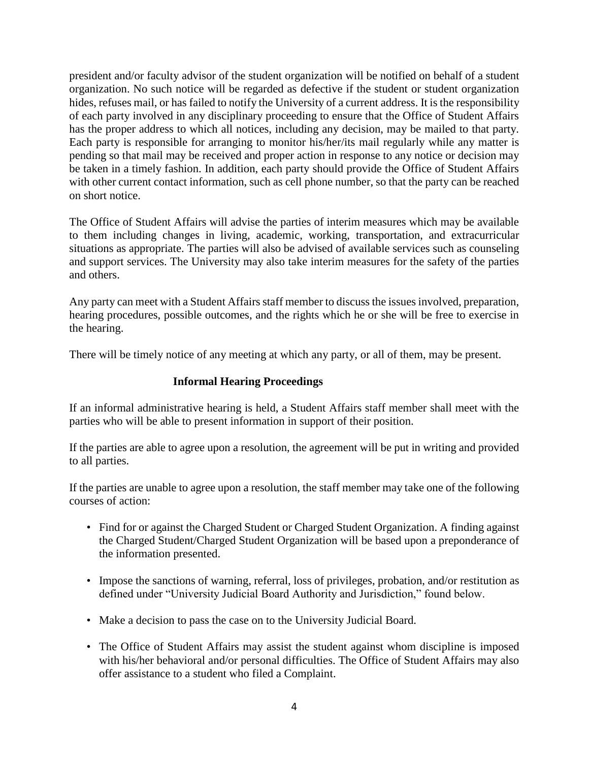president and/or faculty advisor of the student organization will be notified on behalf of a student organization. No such notice will be regarded as defective if the student or student organization hides, refuses mail, or has failed to notify the University of a current address. It is the responsibility of each party involved in any disciplinary proceeding to ensure that the Office of Student Affairs has the proper address to which all notices, including any decision, may be mailed to that party. Each party is responsible for arranging to monitor his/her/its mail regularly while any matter is pending so that mail may be received and proper action in response to any notice or decision may be taken in a timely fashion. In addition, each party should provide the Office of Student Affairs with other current contact information, such as cell phone number, so that the party can be reached on short notice.

The Office of Student Affairs will advise the parties of interim measures which may be available to them including changes in living, academic, working, transportation, and extracurricular situations as appropriate. The parties will also be advised of available services such as counseling and support services. The University may also take interim measures for the safety of the parties and others.

Any party can meet with a Student Affairs staff member to discuss the issues involved, preparation, hearing procedures, possible outcomes, and the rights which he or she will be free to exercise in the hearing.

There will be timely notice of any meeting at which any party, or all of them, may be present.

## Informal Hearing Proceedings

If an informal administrative hearing is held, a Student Affairs staff member shall meet with the parties who will be able to present information in support of their position.

If the parties are able to agree upon a resolution, the agreement will be put in writing and provided to all parties.

If the parties are unable to agree upon a resolution, the staff member may take one of the following courses of action:

- Find for or against the Charged Student or Charged Student Organization. A finding against the Charged Student/Charged Student Organization will be based upon a preponderance of the information presented.
- Impose the sanctions of warning, referral, loss of privileges, probation, and/or restitution as defined under "University Judicial Board Authority and Jurisdiction," found below.
- Make a decision to pass the case on to the University Judicial Board.
- The Office of Student Affairs may assist the student against whom discipline is imposed with his/her behavioral and/or personal difficulties. The Office of Student Affairs may also offer assistance to a student who filed a Complaint.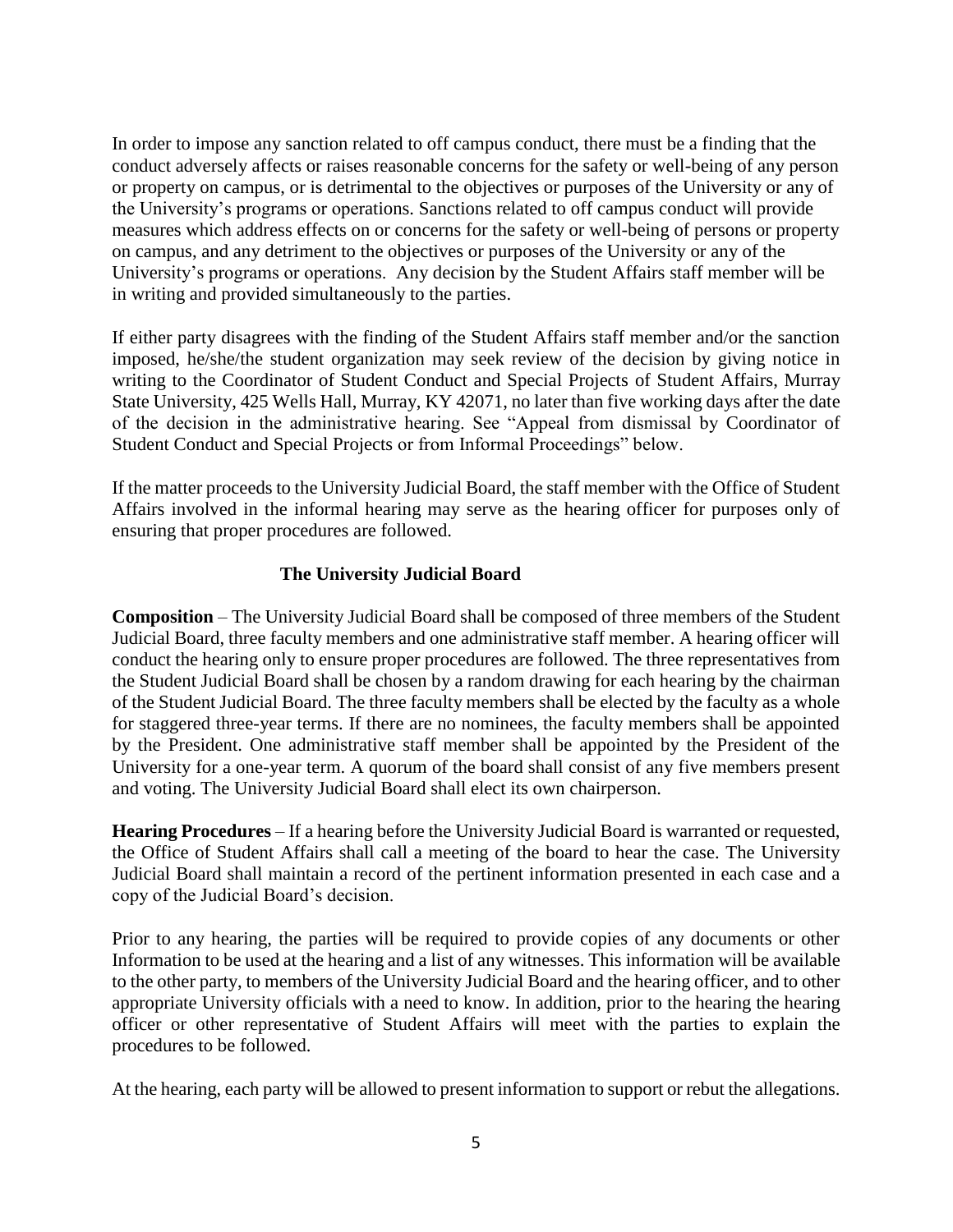In order to impose any sanction related to off campus conduct, there must be a finding that the conduct adversely affects or raises reasonable concerns for the safety or well-being of any person or property on campus, or is detrimental to the objectives or purposes of the University or any of the University's programs or operations. Sanctions related to off campus conduct will provide measures which address effects on or concerns for the safety or well-being of persons or property on campus, and any detriment to the objectives or purposes of the University or any of the University's programs or operations. Any decision by the Student Affairs staff member will be in writing and provided simultaneously to the parties.

If either party disagrees with the finding of the Student Affairs staff member and/or the sanction imposed, he/she/the student organization may seek review of the decision by giving notice in writing to the Coordinator of Student Conduct and Special Projects of Student Affairs, Murray State University, 425 Wells Hall, Murray, KY 42071, no later than five working days after the date of the decision in the administrative hearing. See "Appeal from dismissal by Coordinator of Student Conduct and Special Projects or from Informal Proceedings" below.

If the matter proceeds to the University Judicial Board, the staff member with the Office of Student Affairs involved in the informal hearing may serve as the hearing officer for purposes only of ensuring that proper procedures are followed.

## The University Judicial Board

**Composition** – The University Judicial Board shall be composed of three members of the Student Judicial Board, three faculty members and one administrative staff member. A hearing officer will conduct the hearing only to ensure proper procedures are followed. The three representatives from the Student Judicial Board shall be chosen by a random drawing for each hearing by the chairman of the Student Judicial Board. The three faculty members shall be elected by the faculty as a whole for staggered three-year terms. If there are no nominees, the faculty members shall be appointed by the President. One administrative staff member shall be appointed by the President of the University for a one-year term. A quorum of the board shall consist of any five members present and voting. The University Judicial Board shall elect its own chairperson.

**Hearing Procedures** – If a hearing before the University Judicial Board is warranted or requested, the Office of Student Affairs shall call a meeting of the board to hear the case. The University Judicial Board shall maintain a record of the pertinent information presented in each case and a copy of the Judicial Board's decision.

Prior to any hearing, the parties will be required to provide copies of any documents or other Information to be used at the hearing and a list of any witnesses. This information will be available to the other party, to members of the University Judicial Board and the hearing officer, and to other appropriate University officials with a need to know. In addition, prior to the hearing the hearing officer or other representative of Student Affairs will meet with the parties to explain the procedures to be followed.

At the hearing, each party will be allowed to present information to support or rebut the allegations.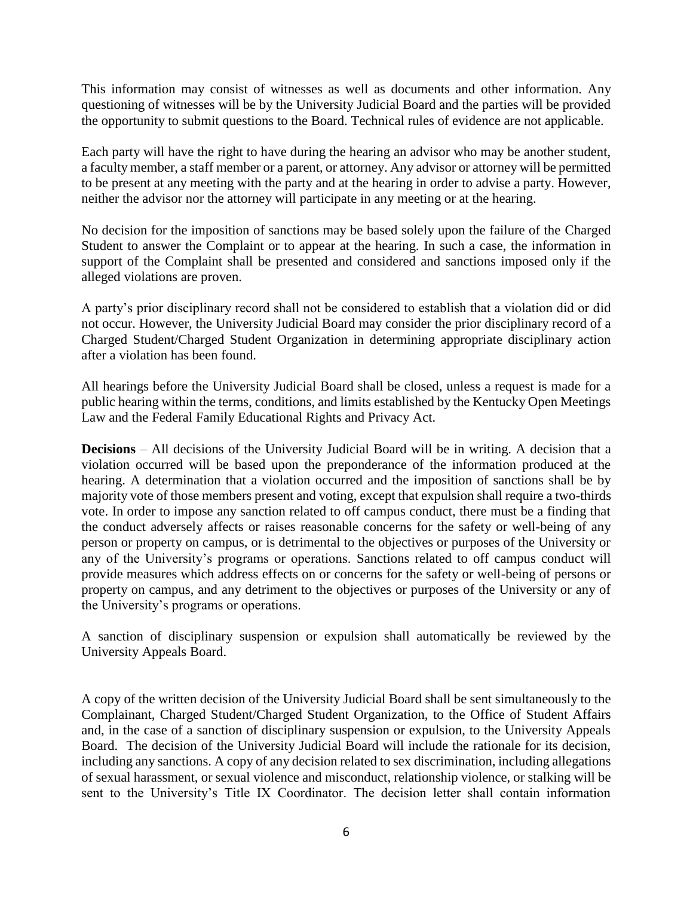This information may consist of witnesses as well as documents and other information. Any questioning of witnesses will be by the University Judicial Board and the parties will be provided the opportunity to submit questions to the Board. Technical rules of evidence are not applicable.

Each party will have the right to have during the hearing an advisor who may be another student, a faculty member, a staff member or a parent, or attorney. Any advisor or attorney will be permitted to be present at any meeting with the party and at the hearing in order to advise a party. However, neither the advisor nor the attorney will participate in any meeting or at the hearing.

No decision for the imposition of sanctions may be based solely upon the failure of the Charged Student to answer the Complaint or to appear at the hearing. In such a case, the information in support of the Complaint shall be presented and considered and sanctions imposed only if the alleged violations are proven.

A party's prior disciplinary record shall not be considered to establish that a violation did or did not occur. However, the University Judicial Board may consider the prior disciplinary record of a Charged Student/Charged Student Organization in determining appropriate disciplinary action after a violation has been found.

All hearings before the University Judicial Board shall be closed, unless a request is made for a public hearing within the terms, conditions, and limits established by the Kentucky Open Meetings Law and the Federal Family Educational Rights and Privacy Act.

**Decisions** – All decisions of the University Judicial Board will be in writing. A decision that a violation occurred will be based upon the preponderance of the information produced at the hearing. A determination that a violation occurred and the imposition of sanctions shall be by majority vote of those members present and voting, except that expulsion shall require a two-thirds vote. In order to impose any sanction related to off campus conduct, there must be a finding that the conduct adversely affects or raises reasonable concerns for the safety or well-being of any person or property on campus, or is detrimental to the objectives or purposes of the University or any of the University's programs or operations. Sanctions related to off campus conduct will provide measures which address effects on or concerns for the safety or well-being of persons or property on campus, and any detriment to the objectives or purposes of the University or any of the University's programs or operations.

A sanction of disciplinary suspension or expulsion shall automatically be reviewed by the University Appeals Board.

A copy of the written decision of the University Judicial Board shall be sent simultaneously to the Complainant, Charged Student/Charged Student Organization, to the Office of Student Affairs and, in the case of a sanction of disciplinary suspension or expulsion, to the University Appeals Board. The decision of the University Judicial Board will include the rationale for its decision, including any sanctions. A copy of any decision related to sex discrimination, including allegations of sexual harassment, or sexual violence and misconduct, relationship violence, or stalking will be sent to the University's Title IX Coordinator. The decision letter shall contain information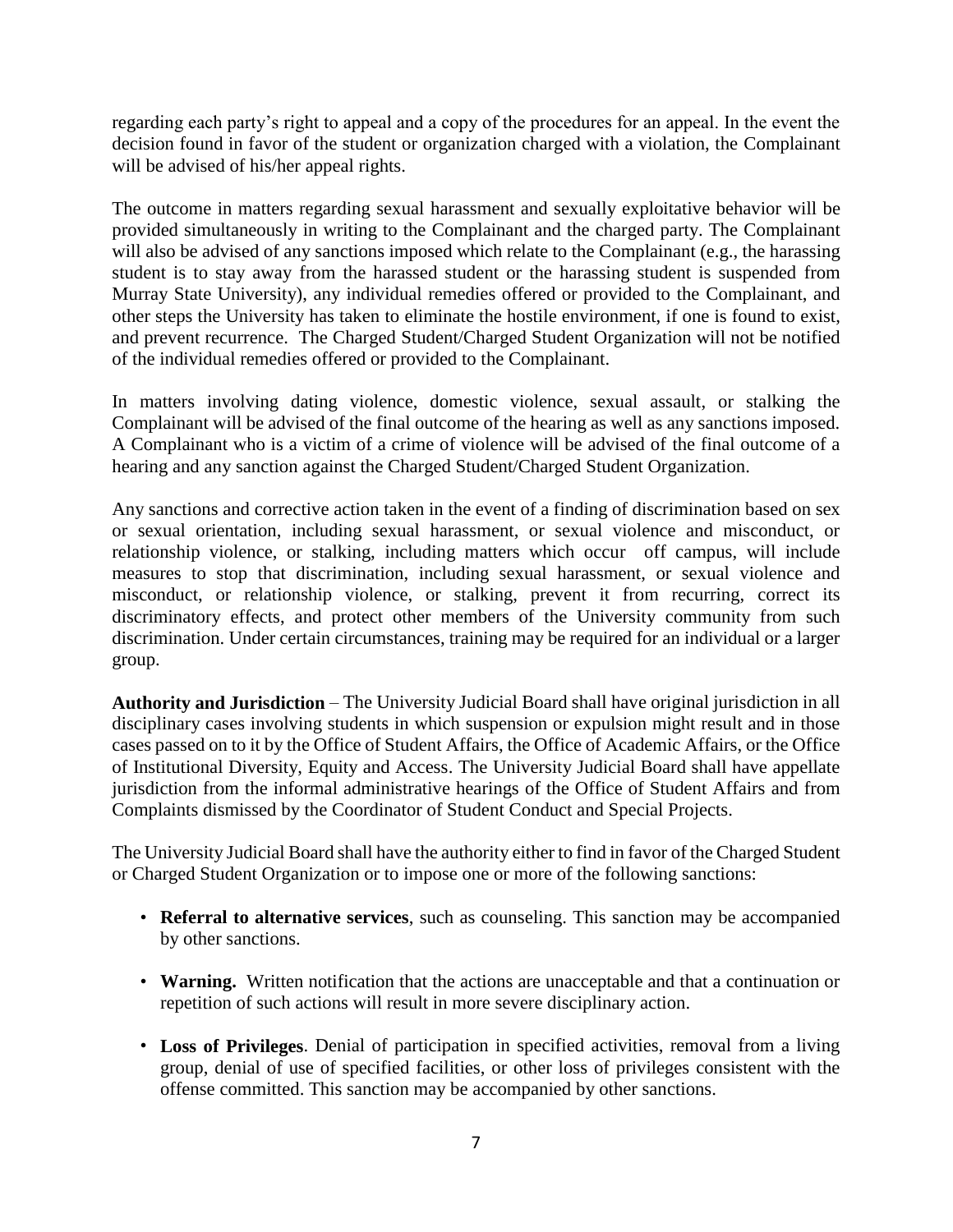regarding each party's right to appeal and a copy of the procedures for an appeal. In the event the decision found in favor of the student or organization charged with a violation, the Complainant will be advised of his/her appeal rights.

The outcome in matters regarding sexual harassment and sexually exploitative behavior will be provided simultaneously in writing to the Complainant and the charged party. The Complainant will also be advised of any sanctions imposed which relate to the Complainant (e.g., the harassing student is to stay away from the harassed student or the harassing student is suspended from Murray State University), any individual remedies offered or provided to the Complainant, and other steps the University has taken to eliminate the hostile environment, if one is found to exist, and prevent recurrence. The Charged Student/Charged Student Organization will not be notified of the individual remedies offered or provided to the Complainant.

In matters involving dating violence, domestic violence, sexual assault, or stalking the Complainant will be advised of the final outcome of the hearing as well as any sanctions imposed. A Complainant who is a victim of a crime of violence will be advised of the final outcome of a hearing and any sanction against the Charged Student/Charged Student Organization.

Any sanctions and corrective action taken in the event of a finding of discrimination based on sex or sexual orientation, including sexual harassment, or sexual violence and misconduct, or relationship violence, or stalking, including matters which occur off campus, will include measures to stop that discrimination, including sexual harassment, or sexual violence and misconduct, or relationship violence, or stalking, prevent it from recurring, correct its discriminatory effects, and protect other members of the University community from such discrimination. Under certain circumstances, training may be required for an individual or a larger group.

**Authority and Jurisdiction** – The University Judicial Board shall have original jurisdiction in all disciplinary cases involving students in which suspension or expulsion might result and in those cases passed on to it by the Office of Student Affairs, the Office of Academic Affairs, or the Office of Institutional Diversity, Equity and Access. The University Judicial Board shall have appellate jurisdiction from the informal administrative hearings of the Office of Student Affairs and from Complaints dismissed by the Coordinator of Student Conduct and Special Projects.

The University Judicial Board shall have the authority either to find in favor of the Charged Student or Charged Student Organization or to impose one or more of the following sanctions:

- **Referral to alternative services**, such as counseling. This sanction may be accompanied by other sanctions.
- **Warning.** Written notification that the actions are unacceptable and that a continuation or repetition of such actions will result in more severe disciplinary action.
- **Loss of Privileges**. Denial of participation in specified activities, removal from a living group, denial of use of specified facilities, or other loss of privileges consistent with the offense committed. This sanction may be accompanied by other sanctions.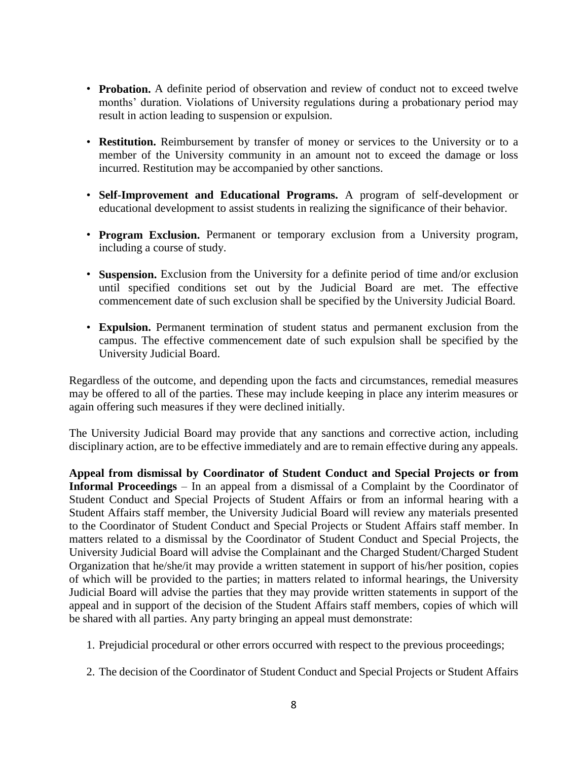- **Probation.** A definite period of observation and review of conduct not to exceed twelve months' duration. Violations of University regulations during a probationary period may result in action leading to suspension or expulsion.

- **Restitution.** Reimbursement by transfer of money or services to the University or to a member of the University community in an amount not to exceed the damage or loss incurred. Restitution may be accompanied by other sanctions.

- **Self-Improvement and Educational Programs.** A program of self-development or educational development to assist students in realizing the significance of their behavior.

- **Program Exclusion.** Permanent or temporary exclusion from a University program, including a course of study.

- **Suspension.** Exclusion from the University for a definite period of time and/or exclusion until specified conditions set out by the Judicial Board are met. The effective commencement date of such exclusion shall be specified by the University Judicial Board.

- **Expulsion.** Permanent termination of student status and permanent exclusion from the campus. The effective commencement date of such expulsion shall be specified by the University Judicial Board.

Regardless of the outcome, and depending upon the facts and circumstances, remedial measures may be offered to all of the parties. These may include keeping in place any interim measures or again offering such measures if they were declined initially.

The University Judicial Board may provide that any sanctions and corrective action, including disciplinary action, are to be effective immediately and are to remain effective during any appeals.

**Appeal from dismissal by Coordinator of Student Conduct and Special Projects or from Informal Proceedings** – In an appeal from a dismissal of a Complaint by the Coordinator of Student Conduct and Special Projects of Student Affairs or from an informal hearing with a Student Affairs staff member, the University Judicial Board will review any materials presented to the Coordinator of Student Conduct and Special Projects or Student Affairs staff member. In matters related to a dismissal by the Coordinator of Student Conduct and Special Projects, the University Judicial Board will advise the Complainant and the Charged Student/Charged Student Organization that he/she/it may provide a written statement in support of his/her position, copies of which will be provided to the parties; in matters related to informal hearings, the University Judicial Board will advise the parties that they may provide written statements in support of the appeal and in support of the decision of the Student Affairs staff members, copies of which will be shared with all parties. Any party bringing an appeal must demonstrate:

1. Prejudicial procedural or other errors occurred with respect to the previous proceedings;

2. The decision of the Coordinator of Student Conduct and Special Projects or Student Affairs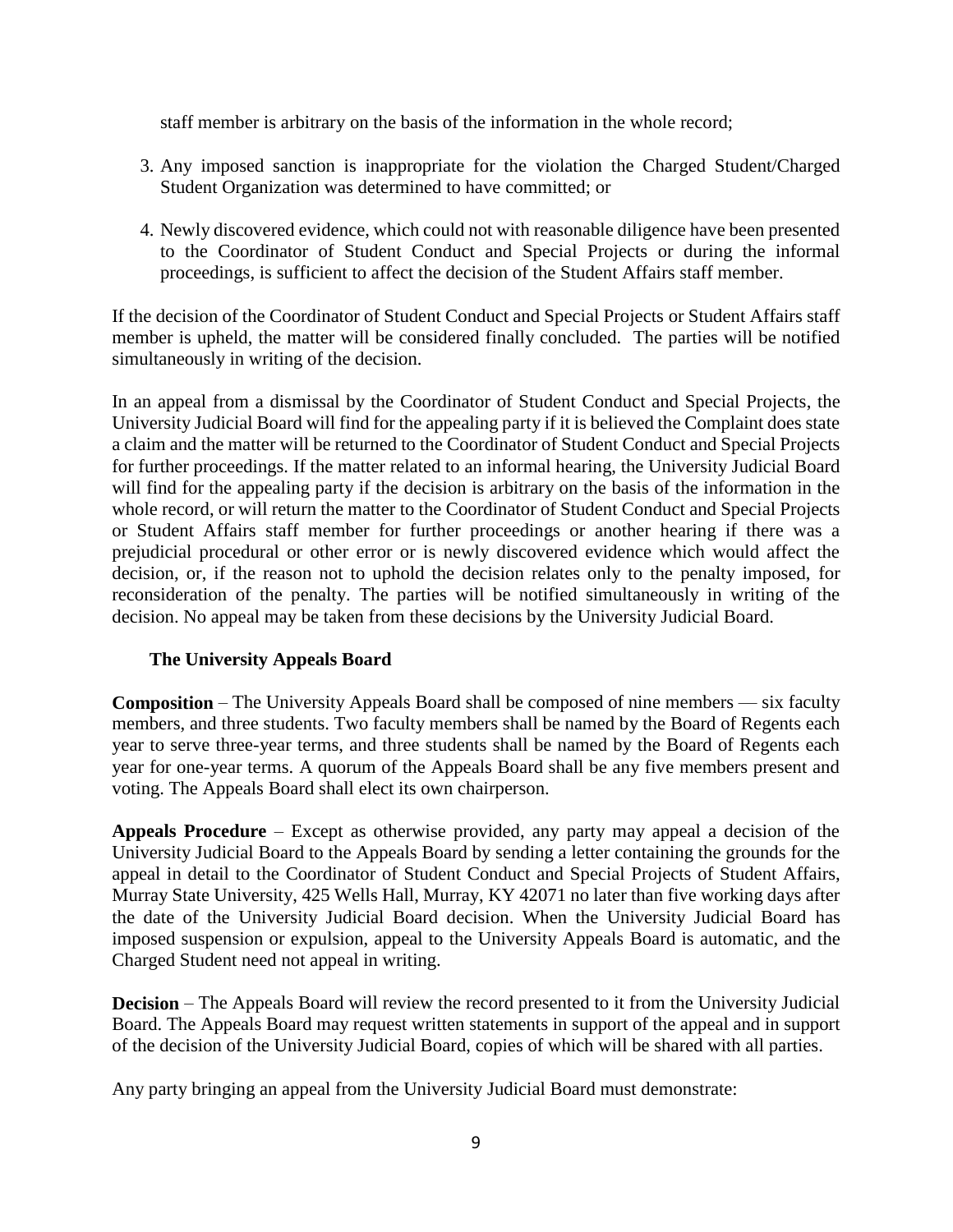staff member is arbitrary on the basis of the information in the whole record;

3. Any imposed sanction is inappropriate for the violation the Charged Student/Charged Student Organization was determined to have committed; or

4. Newly discovered evidence, which could not with reasonable diligence have been presented to the Coordinator of Student Conduct and Special Projects or during the informal proceedings, is sufficient to affect the decision of the Student Affairs staff member.

If the decision of the Coordinator of Student Conduct and Special Projects or Student Affairs staff member is upheld, the matter will be considered finally concluded. The parties will be notified simultaneously in writing of the decision.

In an appeal from a dismissal by the Coordinator of Student Conduct and Special Projects, the University Judicial Board will find for the appealing party if it is believed the Complaint does state a claim and the matter will be returned to the Coordinator of Student Conduct and Special Projects for further proceedings. If the matter related to an informal hearing, the University Judicial Board will find for the appealing party if the decision is arbitrary on the basis of the information in the whole record, or will return the matter to the Coordinator of Student Conduct and Special Projects or Student Affairs staff member for further proceedings or another hearing if there was a prejudicial procedural or other error or is newly discovered evidence which would affect the decision, or, if the reason not to uphold the decision relates only to the penalty imposed, for reconsideration of the penalty. The parties will be notified simultaneously in writing of the decision. No appeal may be taken from these decisions by the University Judicial Board.

### The University Appeals Board

**Composition** – The University Appeals Board shall be composed of nine members — six faculty members, and three students. Two faculty members shall be named by the Board of Regents each year to serve three-year terms, and three students shall be named by the Board of Regents each year for one-year terms. A quorum of the Appeals Board shall be any five members present and voting. The Appeals Board shall elect its own chairperson.

**Appeals Procedure** – Except as otherwise provided, any party may appeal a decision of the University Judicial Board to the Appeals Board by sending a letter containing the grounds for the appeal in detail to the Coordinator of Student Conduct and Special Projects of Student Affairs, Murray State University, 425 Wells Hall, Murray, KY 42071 no later than five working days after the date of the University Judicial Board decision. When the University Judicial Board has imposed suspension or expulsion, appeal to the University Appeals Board is automatic, and the Charged Student need not appeal in writing.

**Decision** – The Appeals Board will review the record presented to it from the University Judicial Board. The Appeals Board may request written statements in support of the appeal and in support of the decision of the University Judicial Board, copies of which will be shared with all parties.

Any party bringing an appeal from the University Judicial Board must demonstrate: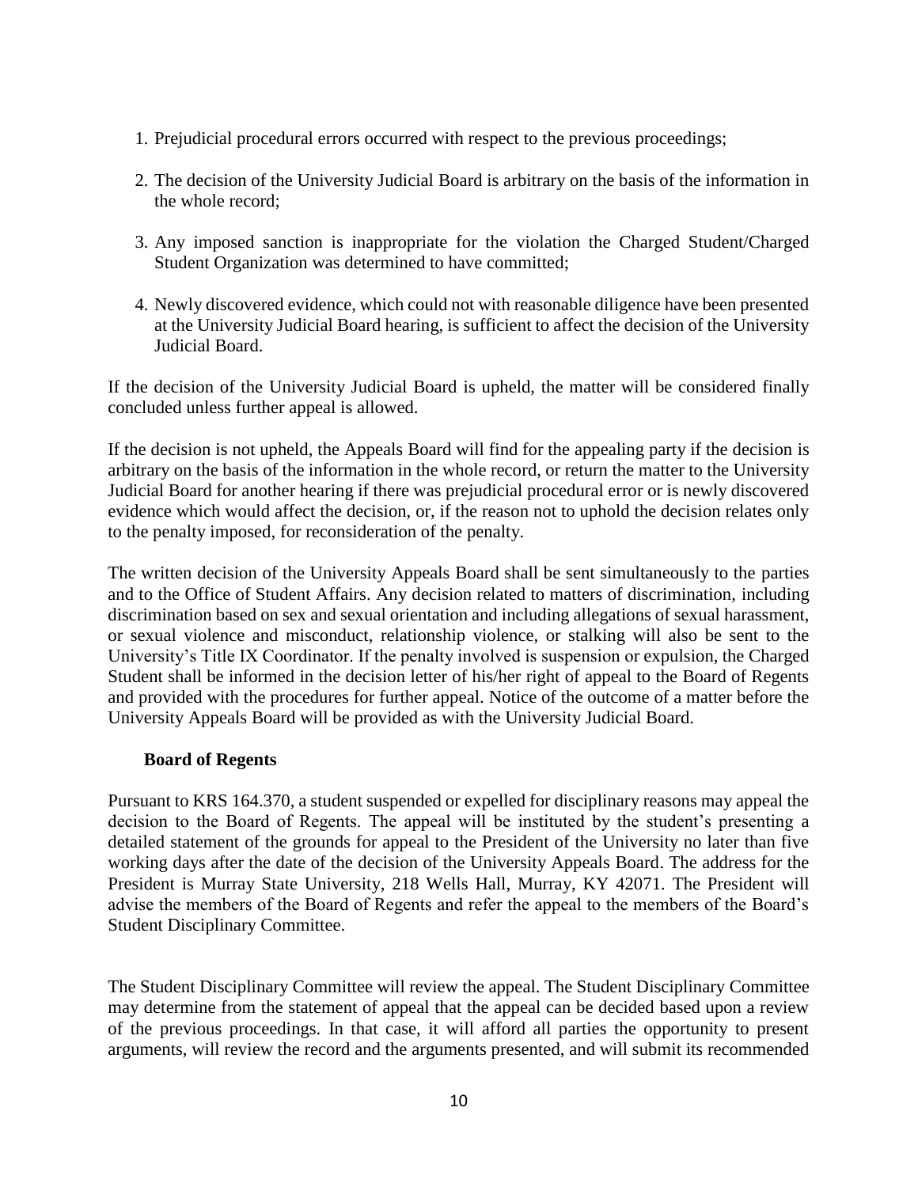1. Prejudicial procedural errors occurred with respect to the previous proceedings;

2. The decision of the University Judicial Board is arbitrary on the basis of the information in the whole record;

3. Any imposed sanction is inappropriate for the violation the Charged Student/Charged Student Organization was determined to have committed;

4. Newly discovered evidence, which could not with reasonable diligence have been presented at the University Judicial Board hearing, is sufficient to affect the decision of the University Judicial Board.

If the decision of the University Judicial Board is upheld, the matter will be considered finally concluded unless further appeal is allowed.

If the decision is not upheld, the Appeals Board will find for the appealing party if the decision is arbitrary on the basis of the information in the whole record, or return the matter to the University Judicial Board for another hearing if there was prejudicial procedural error or is newly discovered evidence which would affect the decision, or, if the reason not to uphold the decision relates only to the penalty imposed, for reconsideration of the penalty.

The written decision of the University Appeals Board shall be sent simultaneously to the parties and to the Office of Student Affairs. Any decision related to matters of discrimination, including discrimination based on sex and sexual orientation and including allegations of sexual harassment, or sexual violence and misconduct, relationship violence, or stalking will also be sent to the University's Title IX Coordinator. If the penalty involved is suspension or expulsion, the Charged Student shall be informed in the decision letter of his/her right of appeal to the Board of Regents and provided with the procedures for further appeal. Notice of the outcome of a matter before the University Appeals Board will be provided as with the University Judicial Board.

**Board of Regents**

Pursuant to KRS 164.370, a student suspended or expelled for disciplinary reasons may appeal the decision to the Board of Regents. The appeal will be instituted by the student's presenting a detailed statement of the grounds for appeal to the President of the University no later than five working days after the date of the decision of the University Appeals Board. The address for the President is Murray State University, 218 Wells Hall, Murray, KY 42071. The President will advise the members of the Board of Regents and refer the appeal to the members of the Board's Student Disciplinary Committee.

The Student Disciplinary Committee will review the appeal. The Student Disciplinary Committee may determine from the statement of appeal that the appeal can be decided based upon a review of the previous proceedings. In that case, it will afford all parties the opportunity to present arguments, will review the record and the arguments presented, and will submit its recommended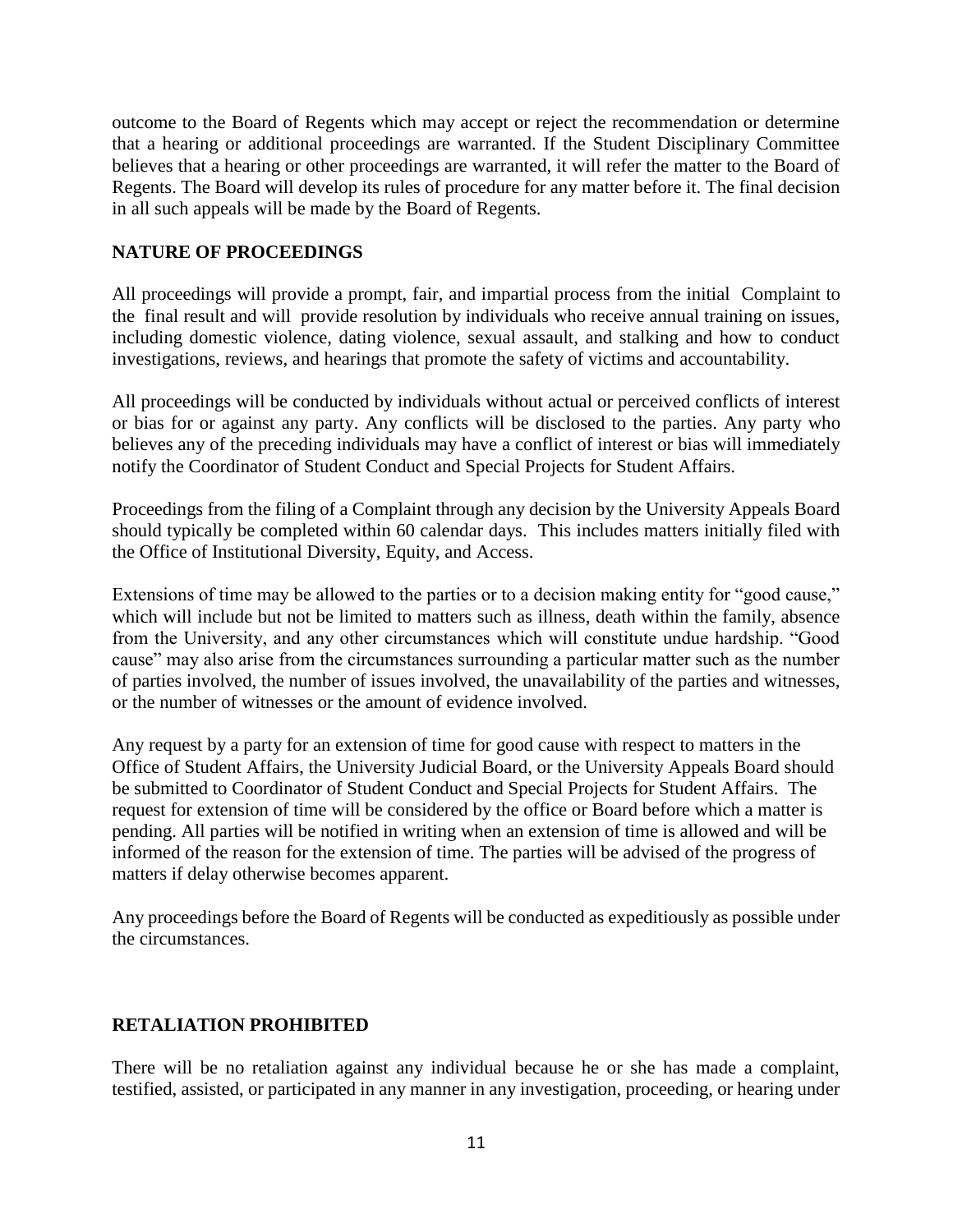outcome to the Board of Regents which may accept or reject the recommendation or determine that a hearing or additional proceedings are warranted. If the Student Disciplinary Committee believes that a hearing or other proceedings are warranted, it will refer the matter to the Board of Regents. The Board will develop its rules of procedure for any matter before it. The final decision in all such appeals will be made by the Board of Regents.

## NATURE OF PROCEEDINGS

All proceedings will provide a prompt, fair, and impartial process from the initial Complaint to the final result and will provide resolution by individuals who receive annual training on issues, including domestic violence, dating violence, sexual assault, and stalking and how to conduct investigations, reviews, and hearings that promote the safety of victims and accountability.

All proceedings will be conducted by individuals without actual or perceived conflicts of interest or bias for or against any party. Any conflicts will be disclosed to the parties. Any party who believes any of the preceding individuals may have a conflict of interest or bias will immediately notify the Coordinator of Student Conduct and Special Projects for Student Affairs.

Proceedings from the filing of a Complaint through any decision by the University Appeals Board should typically be completed within 60 calendar days. This includes matters initially filed with the Office of Institutional Diversity, Equity, and Access.

Extensions of time may be allowed to the parties or to a decision making entity for "good cause," which will include but not be limited to matters such as illness, death within the family, absence from the University, and any other circumstances which will constitute undue hardship. "Good cause" may also arise from the circumstances surrounding a particular matter such as the number of parties involved, the number of issues involved, the unavailability of the parties and witnesses, or the number of witnesses or the amount of evidence involved.

Any request by a party for an extension of time for good cause with respect to matters in the Office of Student Affairs, the University Judicial Board, or the University Appeals Board should be submitted to Coordinator of Student Conduct and Special Projects for Student Affairs. The request for extension of time will be considered by the office or Board before which a matter is pending. All parties will be notified in writing when an extension of time is allowed and will be informed of the reason for the extension of time. The parties will be advised of the progress of matters if delay otherwise becomes apparent.

Any proceedings before the Board of Regents will be conducted as expeditiously as possible under the circumstances.

## RETALIATION PROHIBITED

There will be no retaliation against any individual because he or she has made a complaint, testified, assisted, or participated in any manner in any investigation, proceeding, or hearing under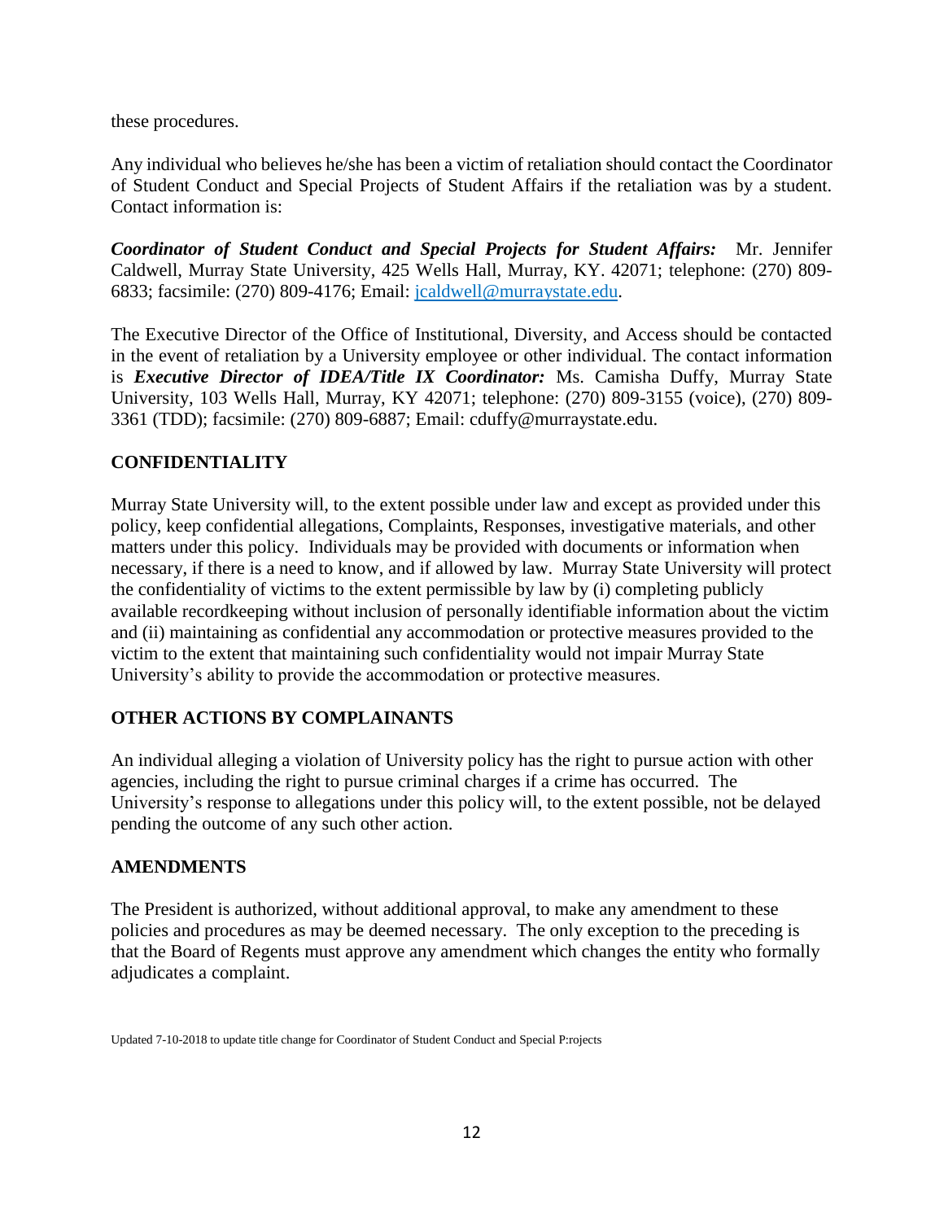these procedures.

Any individual who believes he/she has been a victim of retaliation should contact the Coordinator of Student Conduct and Special Projects of Student Affairs if the retaliation was by a student. Contact information is:

***Coordinator of Student Conduct and Special Projects for Student Affairs:*** Mr. Jennifer Caldwell, Murray State University, 425 Wells Hall, Murray, KY. 42071; telephone: (270) 809-6833; facsimile: (270) 809-4176; Email: jcaldwell@murraystate.edu.

The Executive Director of the Office of Institutional, Diversity, and Access should be contacted in the event of retaliation by a University employee or other individual. The contact information is ***Executive Director of IDEA/Title IX Coordinator:*** Ms. Camisha Duffy, Murray State University, 103 Wells Hall, Murray, KY 42071; telephone: (270) 809-3155 (voice), (270) 809-3361 (TDD); facsimile: (270) 809-6887; Email: cduffy@murraystate.edu.

## CONFIDENTIALITY

Murray State University will, to the extent possible under law and except as provided under this policy, keep confidential allegations, Complaints, Responses, investigative materials, and other matters under this policy. Individuals may be provided with documents or information when necessary, if there is a need to know, and if allowed by law. Murray State University will protect the confidentiality of victims to the extent permissible by law by (i) completing publicly available recordkeeping without inclusion of personally identifiable information about the victim and (ii) maintaining as confidential any accommodation or protective measures provided to the victim to the extent that maintaining such confidentiality would not impair Murray State University's ability to provide the accommodation or protective measures.

## OTHER ACTIONS BY COMPLAINANTS

An individual alleging a violation of University policy has the right to pursue action with other agencies, including the right to pursue criminal charges if a crime has occurred. The University's response to allegations under this policy will, to the extent possible, not be delayed pending the outcome of any such other action.

## AMENDMENTS

The President is authorized, without additional approval, to make any amendment to these policies and procedures as may be deemed necessary. The only exception to the preceding is that the Board of Regents must approve any amendment which changes the entity who formally adjudicates a complaint.

Updated 7-10-2018 to update title change for Coordinator of Student Conduct and Special P:rojects